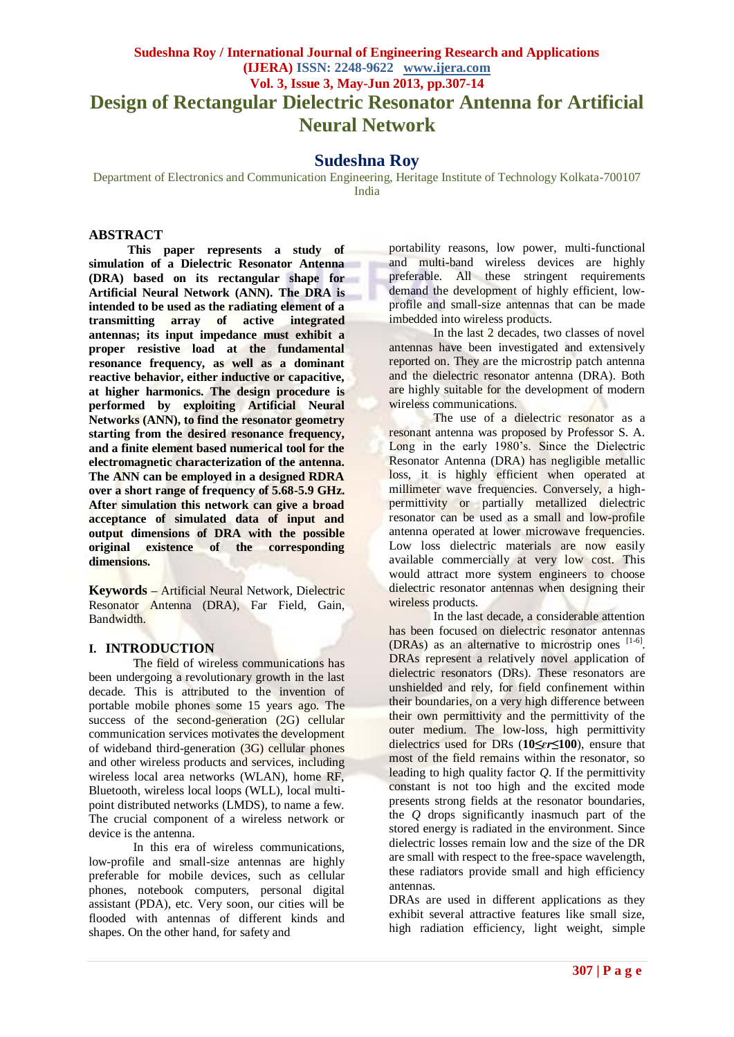# Design of Rectangular Dielectric Resonator Antenna for Artificial Neural Network

## Sudeshna Roy

Department of Electronics and Communication Engineering, Heritage Institute of Technology Kolkata-700107 India

## ABSTRACT

**This paper represents a study of simulation of a Dielectric Resonator Antenna (DRA) based on its rectangular shape for Artificial Neural Network (ANN). The DRA is intended to be used as the radiating element of a transmitting array of active integrated antennas; its input impedance must exhibit a proper resistive load at the fundamental resonance frequency, as well as a dominant reactive behavior, either inductive or capacitive, at higher harmonics. The design procedure is performed by exploiting Artificial Neural Networks (ANN), to find the resonator geometry starting from the desired resonance frequency, and a finite element based numerical tool for the electromagnetic characterization of the antenna. The ANN can be employed in a designed RDRA over a short range of frequency of 5.68-5.9 GHz. After simulation this network can give a broad acceptance of simulated data of input and output dimensions of DRA with the possible original existence of the corresponding dimensions.**

**Keywords** – Artificial Neural Network, Dielectric Resonator Antenna (DRA), Far Field, Gain, Bandwidth.

## I. INTRODUCTION

The field of wireless communications has been undergoing a revolutionary growth in the last decade. This is attributed to the invention of portable mobile phones some 15 years ago. The success of the second-generation (2G) cellular communication services motivates the development of wideband third-generation (3G) cellular phones and other wireless products and services, including wireless local area networks (WLAN), home RF, Bluetooth, wireless local loops (WLL), local multi-point distributed networks (LMDS), to name a few. The crucial component of a wireless network or device is the antenna.

In this era of wireless communications, low-profile and small-size antennas are highly preferable for mobile devices, such as cellular phones, notebook computers, personal digital assistant (PDA), etc. Very soon, our cities will be flooded with antennas of different kinds and shapes. On the other hand, for safety and portability reasons, low power, multi-functional and multi-band wireless devices are highly preferable. All these stringent requirements demand the development of highly efficient, low-profile and small-size antennas that can be made imbedded into wireless products.

In the last 2 decades, two classes of novel antennas have been investigated and extensively reported on. They are the microstrip patch antenna and the dielectric resonator antenna (DRA). Both are highly suitable for the development of modern wireless communications.

The use of a dielectric resonator as a resonant antenna was proposed by Professor S. A. Long in the early 1980's. Since the Dielectric Resonator Antenna (DRA) has negligible metallic loss, it is highly efficient when operated at millimeter wave frequencies. Conversely, a high-permittivity or partially metallized dielectric resonator can be used as a small and low-profile antenna operated at lower microwave frequencies. Low loss dielectric materials are now easily available commercially at very low cost. This would attract more system engineers to choose dielectric resonator antennas when designing their wireless products.

In the last decade, a considerable attention has been focused on dielectric resonator antennas (DRAs) as an alternative to microstrip ones [1-6]. DRAs represent a relatively novel application of dielectric resonators (DRs). These resonators are unshielded and rely, for field confinement within their boundaries, on a very high difference between their own permittivity and the permittivity of the outer medium. The low-loss, high permittivity dielectrics used for DRs ($\mathbf{10 \leq \varepsilon r \leq 100}$), ensure that most of the field remains within the resonator, so leading to high quality factor *Q*. If the permittivity constant is not too high and the excited mode presents strong fields at the resonator boundaries, the *Q* drops significantly inasmuch part of the stored energy is radiated in the environment. Since dielectric losses remain low and the size of the DR are small with respect to the free-space wavelength, these radiators provide small and high efficiency antennas.

DRAs are used in different applications as they exhibit several attractive features like small size, high radiation efficiency, light weight, simple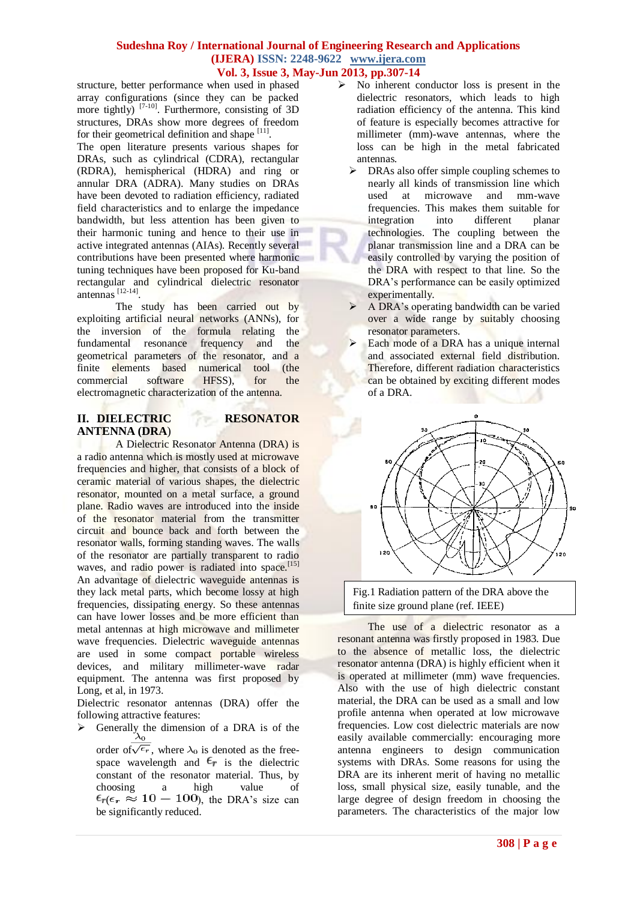structure, better performance when used in phased array configurations (since they can be packed more tightly) [7-10]. Furthermore, consisting of 3D structures, DRAs show more degrees of freedom for their geometrical definition and shape [11].

The open literature presents various shapes for DRAs, such as cylindrical (CDRA), rectangular (RDRA), hemispherical (HDRA) and ring or annular DRA (ADRA). Many studies on DRAs have been devoted to radiation efficiency, radiated field characteristics and to enlarge the impedance bandwidth, but less attention has been given to their harmonic tuning and hence to their use in active integrated antennas (AIAs). Recently several contributions have been presented where harmonic tuning techniques have been proposed for Ku-band rectangular and cylindrical dielectric resonator antennas [12-14].

The study has been carried out by exploiting artificial neural networks (ANNs), for the inversion of the formula relating the fundamental resonance frequency and the geometrical parameters of the resonator, and a finite elements based numerical tool (the commercial software HFSS), for the electromagnetic characterization of the antenna.

## II. DIELECTRIC RESONATOR ANTENNA (DRA)

A Dielectric Resonator Antenna (DRA) is a radio antenna which is mostly used at microwave frequencies and higher, that consists of a block of ceramic material of various shapes, the dielectric resonator, mounted on a metal surface, a ground plane. Radio waves are introduced into the inside of the resonator material from the transmitter circuit and bounce back and forth between the resonator walls, forming standing waves. The walls of the resonator are partially transparent to radio waves, and radio power is radiated into space.[15] An advantage of dielectric waveguide antennas is they lack metal parts, which become lossy at high frequencies, dissipating energy. So these antennas can have lower losses and be more efficient than metal antennas at high microwave and millimeter wave frequencies. Dielectric waveguide antennas are used in some compact portable wireless devices, and military millimeter-wave radar equipment. The antenna was first proposed by Long, et al, in 1973.

Dielectric resonator antennas (DRA) offer the following attractive features:

- Generally the dimension of a DRA is of the order of $\frac{\lambda_0}{\sqrt{\epsilon_r}}$, where $\lambda_0$ is denoted as the free-space wavelength and $\epsilon_r$ is the dielectric constant of the resonator material. Thus, by choosing a high value of $\epsilon_r (\epsilon_r \approx 10 - 100)$, the DRA's size can be significantly reduced.
- No inherent conductor loss is present in the dielectric resonators, which leads to high radiation efficiency of the antenna. This kind of feature is especially becomes attractive for millimeter (mm)-wave antennas, where the loss can be high in the metal fabricated antennas.
- DRAs also offer simple coupling schemes to nearly all kinds of transmission line which used at microwave and mm-wave frequencies. This makes them suitable for integration into different planar technologies. The coupling between the planar transmission line and a DRA can be easily controlled by varying the position of the DRA with respect to that line. So the DRA's performance can be easily optimized experimentally.
- A DRA's operating bandwidth can be varied over a wide range by suitably choosing resonator parameters.
- Each mode of a DRA has a unique internal and associated external field distribution. Therefore, different radiation characteristics can be obtained by exciting different modes of a DRA.

Fig.1 Radiation pattern of the DRA above the finite size ground plane (ref. IEEE)

The use of a dielectric resonator as a resonant antenna was firstly proposed in 1983. Due to the absence of metallic loss, the dielectric resonator antenna (DRA) is highly efficient when it is operated at millimeter (mm) wave frequencies. Also with the use of high dielectric constant material, the DRA can be used as a small and low profile antenna when operated at low microwave frequencies. Low cost dielectric materials are now easily available commercially: encouraging more antenna engineers to design communication systems with DRAs. Some reasons for using the DRA are its inherent merit of having no metallic loss, small physical size, easily tunable, and the large degree of design freedom in choosing the parameters. The characteristics of the major low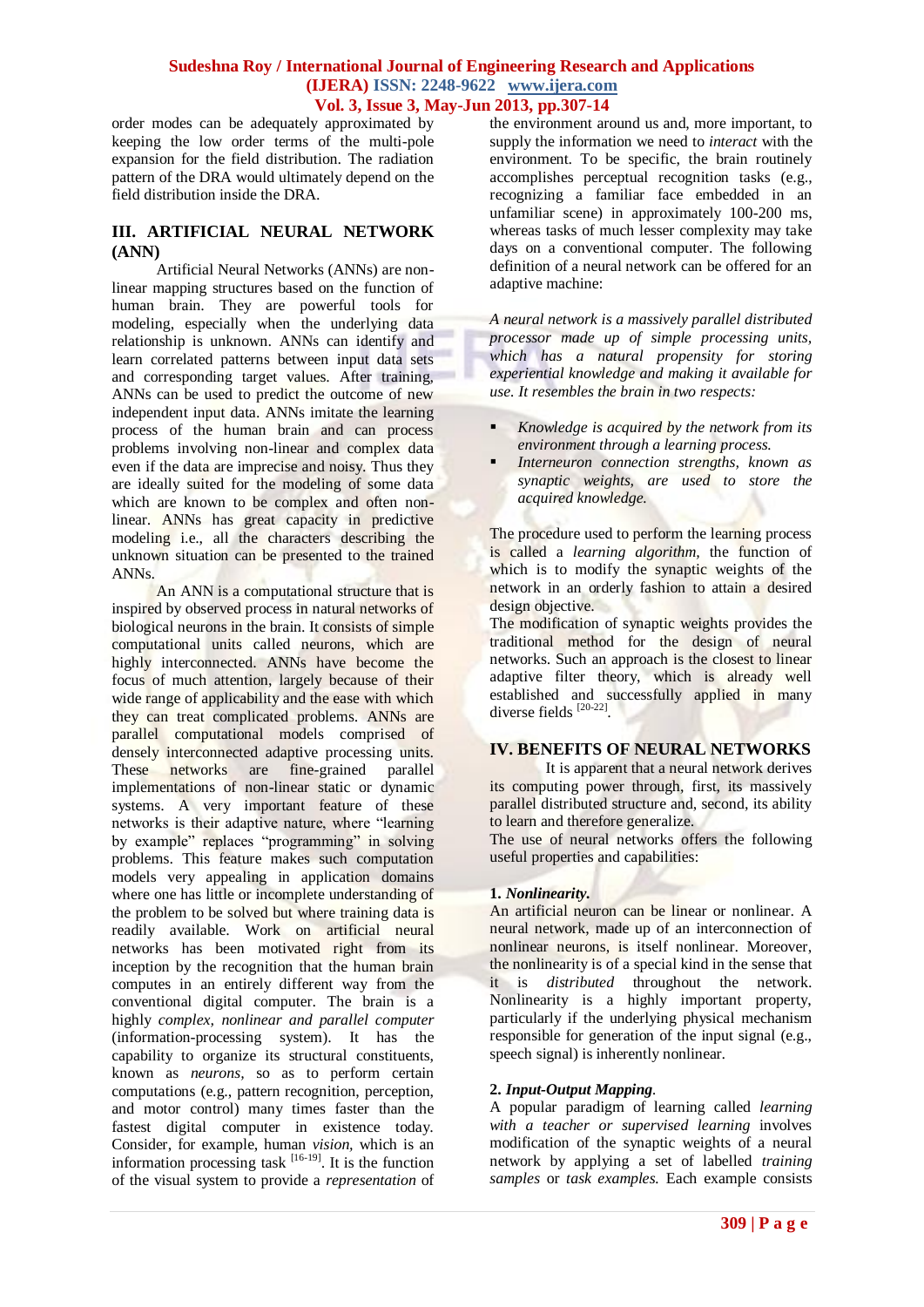order modes can be adequately approximated by keeping the low order terms of the multi-pole expansion for the field distribution. The radiation pattern of the DRA would ultimately depend on the field distribution inside the DRA.

## III. ARTIFICIAL NEURAL NETWORK (ANN)

Artificial Neural Networks (ANNs) are non-linear mapping structures based on the function of human brain. They are powerful tools for modeling, especially when the underlying data relationship is unknown. ANNs can identify and learn correlated patterns between input data sets and corresponding target values. After training, ANNs can be used to predict the outcome of new independent input data. ANNs imitate the learning process of the human brain and can process problems involving non-linear and complex data even if the data are imprecise and noisy. Thus they are ideally suited for the modeling of some data which are known to be complex and often non-linear. ANNs has great capacity in predictive modeling i.e., all the characters describing the unknown situation can be presented to the trained ANNs.

An ANN is a computational structure that is inspired by observed process in natural networks of biological neurons in the brain. It consists of simple computational units called neurons, which are highly interconnected. ANNs have become the focus of much attention, largely because of their wide range of applicability and the ease with which they can treat complicated problems. ANNs are parallel computational models comprised of densely interconnected adaptive processing units. These networks are fine-grained parallel implementations of non-linear static or dynamic systems. A very important feature of these networks is their adaptive nature, where "learning by example" replaces "programming" in solving problems. This feature makes such computation models very appealing in application domains where one has little or incomplete understanding of the problem to be solved but where training data is readily available. Work on artificial neural networks has been motivated right from its inception by the recognition that the human brain computes in an entirely different way from the conventional digital computer. The brain is a highly *complex, nonlinear and parallel computer* (information-processing system). It has the capability to organize its structural constituents, known as *neurons*, so as to perform certain computations (e.g., pattern recognition, perception, and motor control) many times faster than the fastest digital computer in existence today. Consider, for example, human *vision*, which is an information processing task [16-19]. It is the function of the visual system to provide a *representation* of the environment around us and, more important, to supply the information we need to *interact* with the environment. To be specific, the brain routinely accomplishes perceptual recognition tasks (e.g., recognizing a familiar face embedded in an unfamiliar scene) in approximately 100-200 ms, whereas tasks of much lesser complexity may take days on a conventional computer. The following definition of a neural network can be offered for an adaptive machine:

*A neural network is a massively parallel distributed processor made up of simple processing units, which has a natural propensity for storing experiential knowledge and making it available for use. It resembles the brain in two respects:*

- *Knowledge is acquired by the network from its environment through a learning process.*
- *Interneuron connection strengths, known as synaptic weights, are used to store the acquired knowledge.*

The procedure used to perform the learning process is called a *learning algorithm*, the function of which is to modify the synaptic weights of the network in an orderly fashion to attain a desired design objective.

The modification of synaptic weights provides the traditional method for the design of neural networks. Such an approach is the closest to linear adaptive filter theory, which is already well established and successfully applied in many diverse fields [20-22].

## IV. BENEFITS OF NEURAL NETWORKS

It is apparent that a neural network derives its computing power through, first, its massively parallel distributed structure and, second, its ability to learn and therefore generalize.

The use of neural networks offers the following useful properties and capabilities:

**1. *Nonlinearity.***

An artificial neuron can be linear or nonlinear. A neural network, made up of an interconnection of nonlinear neurons, is itself nonlinear. Moreover, the nonlinearity is of a special kind in the sense that it is *distributed* throughout the network. Nonlinearity is a highly important property, particularly if the underlying physical mechanism responsible for generation of the input signal (e.g., speech signal) is inherently nonlinear.

**2. *Input-Output Mapping*.**

A popular paradigm of learning called *learning with a teacher or supervised learning* involves modification of the synaptic weights of a neural network by applying a set of labelled *training samples* or *task examples.* Each example consists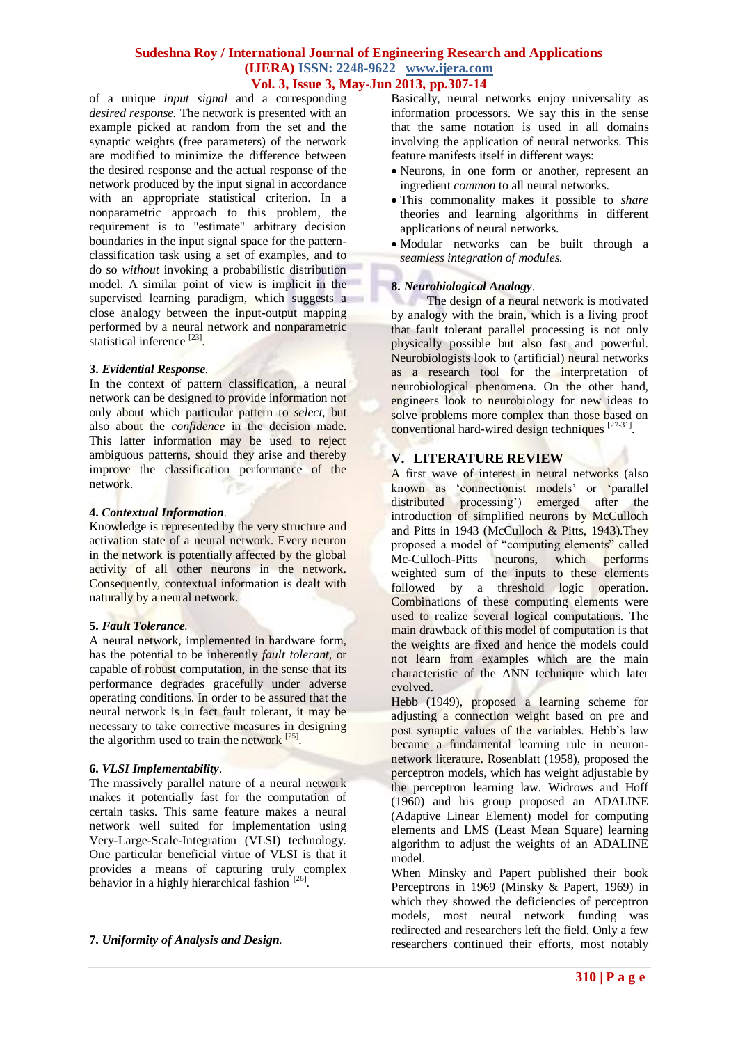of a unique *input signal* and a corresponding *desired response.* The network is presented with an example picked at random from the set and the synaptic weights (free parameters) of the network are modified to minimize the difference between the desired response and the actual response of the network produced by the input signal in accordance with an appropriate statistical criterion. In a nonparametric approach to this problem, the requirement is to "estimate" arbitrary decision boundaries in the input signal space for the pattern-classification task using a set of examples, and to do so *without* invoking a probabilistic distribution model. A similar point of view is implicit in the supervised learning paradigm, which suggests a close analogy between the input-output mapping performed by a neural network and nonparametric statistical inference [23].

**3.** ***Evidential Response.***
In the context of pattern classification, a neural network can be designed to provide information not only about which particular pattern to *select,* but also about the *confidence* in the decision made. This latter information may be used to reject ambiguous patterns, should they arise and thereby improve the classification performance of the network.

**4.** ***Contextual Information.***
Knowledge is represented by the very structure and activation state of a neural network. Every neuron in the network is potentially affected by the global activity of all other neurons in the network. Consequently, contextual information is dealt with naturally by a neural network.

**5.** ***Fault Tolerance.***
A neural network, implemented in hardware form, has the potential to be inherently *fault tolerant,* or capable of robust computation, in the sense that its performance degrades gracefully under adverse operating conditions. In order to be assured that the neural network is in fact fault tolerant, it may be necessary to take corrective measures in designing the algorithm used to train the network [25].

**6.** ***VLSI Implementability.***
The massively parallel nature of a neural network makes it potentially fast for the computation of certain tasks. This same feature makes a neural network well suited for implementation using Very-Large-Scale-Integration (VLSI) technology. One particular beneficial virtue of VLSI is that it provides a means of capturing truly complex behavior in a highly hierarchical fashion [26].

**7.** ***Uniformity of Analysis and Design.***
Basically, neural networks enjoy universality as information processors. We say this in the sense that the same notation is used in all domains involving the application of neural networks. This feature manifests itself in different ways:

- Neurons, in one form or another, represent an ingredient *common* to all neural networks.
- This commonality makes it possible to *share* theories and learning algorithms in different applications of neural networks.
- Modular networks can be built through a *seamless integration of modules.*

**8.** ***Neurobiological Analogy.***
The design of a neural network is motivated by analogy with the brain, which is a living proof that fault tolerant parallel processing is not only physically possible but also fast and powerful. Neurobiologists look to (artificial) neural networks as a research tool for the interpretation of neurobiological phenomena. On the other hand, engineers look to neurobiology for new ideas to solve problems more complex than those based on conventional hard-wired design techniques [27-31].

## V. LITERATURE REVIEW

A first wave of interest in neural networks (also known as 'connectionist models' or 'parallel distributed processing') emerged after the introduction of simplified neurons by McCulloch and Pitts in 1943 (McCulloch & Pitts, 1943).They proposed a model of "computing elements" called Mc-Culloch-Pitts neurons, which performs weighted sum of the inputs to these elements followed by a threshold logic operation. Combinations of these computing elements were used to realize several logical computations. The main drawback of this model of computation is that the weights are fixed and hence the models could not learn from examples which are the main characteristic of the ANN technique which later evolved.

Hebb (1949), proposed a learning scheme for adjusting a connection weight based on pre and post synaptic values of the variables. Hebb's law became a fundamental learning rule in neuron-network literature. Rosenblatt (1958), proposed the perceptron models, which has weight adjustable by the perceptron learning law. Widrows and Hoff (1960) and his group proposed an ADALINE (Adaptive Linear Element) model for computing elements and LMS (Least Mean Square) learning algorithm to adjust the weights of an ADALINE model.

When Minsky and Papert published their book Perceptrons in 1969 (Minsky & Papert, 1969) in which they showed the deficiencies of perceptron models, most neural network funding was redirected and researchers left the field. Only a few researchers continued their efforts, most notably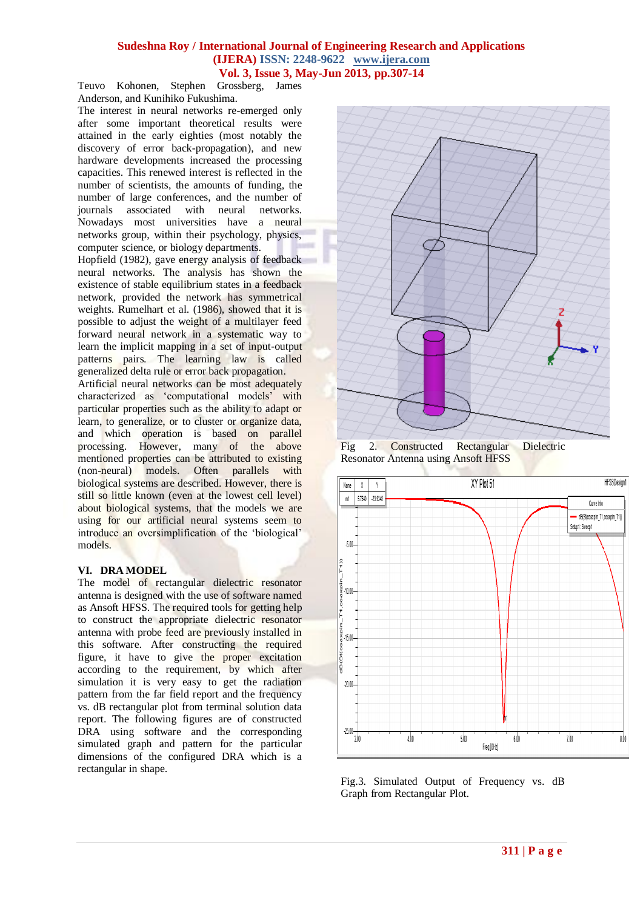Teuvo Kohonen, Stephen Grossberg, James Anderson, and Kunihiko Fukushima.

The interest in neural networks re-emerged only after some important theoretical results were attained in the early eighties (most notably the discovery of error back-propagation), and new hardware developments increased the processing capacities. This renewed interest is reflected in the number of scientists, the amounts of funding, the number of large conferences, and the number of journals associated with neural networks. Nowadays most universities have a neural networks group, within their psychology, physics, computer science, or biology departments.

Hopfield (1982), gave energy analysis of feedback neural networks. The analysis has shown the existence of stable equilibrium states in a feedback network, provided the network has symmetrical weights. Rumelhart et al. (1986), showed that it is possible to adjust the weight of a multilayer feed forward neural network in a systematic way to learn the implicit mapping in a set of input-output patterns pairs. The learning law is called generalized delta rule or error back propagation.

Artificial neural networks can be most adequately characterized as 'computational models' with particular properties such as the ability to adapt or learn, to generalize, or to cluster or organize data, and which operation is based on parallel processing. However, many of the above mentioned properties can be attributed to existing (non-neural) models. Often parallels with biological systems are described. However, there is still so little known (even at the lowest cell level) about biological systems, that the models we are using for our artificial neural systems seem to introduce an oversimplification of the 'biological' models.

## VI. DRA MODEL

The model of rectangular dielectric resonator antenna is designed with the use of software named as Ansoft HFSS. The required tools for getting help to construct the appropriate dielectric resonator antenna with probe feed are previously installed in this software. After constructing the required figure, it have to give the proper excitation according to the requirement, by which after simulation it is very easy to get the radiation pattern from the far field report and the frequency vs. dB rectangular plot from terminal solution data report. The following figures are of constructed DRA using software and the corresponding simulated graph and pattern for the particular dimensions of the configured DRA which is a rectangular in shape.

Fig 2. Constructed Rectangular Dielectric Resonator Antenna using Ansoft HFSS

Fig.3. Simulated Output of Frequency vs. dB Graph from Rectangular Plot.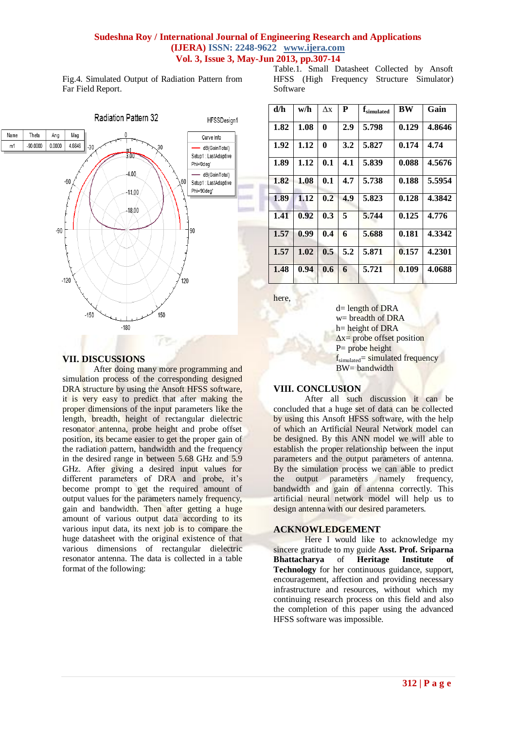Fig.4. Simulated Output of Radiation Pattern from Far Field Report.

## VII. DISCUSSIONS

After doing many more programming and simulation process of the corresponding designed DRA structure by using the Ansoft HFSS software, it is very easy to predict that after making the proper dimensions of the input parameters like the length, breadth, height of rectangular dielectric resonator antenna, probe height and probe offset position, its became easier to get the proper gain of the radiation pattern, bandwidth and the frequency in the desired range in between 5.68 GHz and 5.9 GHz. After giving a desired input values for different parameters of DRA and probe, it's become prompt to get the required amount of output values for the parameters namely frequency, gain and bandwidth. Then after getting a huge amount of various output data according to its various input data, its next job is to compare the huge datasheet with the original existence of that various dimensions of rectangular dielectric resonator antenna. The data is collected in a table format of the following:

Table.1. Small Datasheet Collected by Ansoft HFSS (High Frequency Structure Simulator) Software

| d/h | w/h | Δx | P | $f_{simulated}$ | BW | Gain |
|---|---|---|---|---|---|---|
| 1.82 | 1.08 | 0 | 2.9 | 5.798 | 0.129 | 4.8646 |
| 1.92 | 1.12 | 0 | 3.2 | 5.827 | 0.174 | 4.74 |
| 1.89 | 1.12 | 0.1 | 4.1 | 5.839 | 0.088 | 4.5676 |
| 1.82 | 1.08 | 0.1 | 4.7 | 5.738 | 0.188 | 5.5954 |
| 1.89 | 1.12 | 0.2 | 4.9 | 5.823 | 0.128 | 4.3842 |
| 1.41 | 0.92 | 0.3 | 5 | 5.744 | 0.125 | 4.776 |
| 1.57 | 0.99 | 0.4 | 6 | 5.688 | 0.181 | 4.3342 |
| 1.57 | 1.02 | 0.5 | 5.2 | 5.871 | 0.157 | 4.2301 |
| 1.48 | 0.94 | 0.6 | 6 | 5.721 | 0.109 | 4.0688 |

here,

d= length of DRA
w= breadth of DRA
h= height of DRA
Δx= probe offset position
P= probe height
$f_{simulated}$= simulated frequency
BW= bandwidth

## VIII. CONCLUSION

After all such discussion it can be concluded that a huge set of data can be collected by using this Ansoft HFSS software, with the help of which an Artificial Neural Network model can be designed. By this ANN model we will able to establish the proper relationship between the input parameters and the output parameters of antenna. By the simulation process we can able to predict the output parameters namely frequency, bandwidth and gain of antenna correctly. This artificial neural network model will help us to design antenna with our desired parameters.

## ACKNOWLEDGEMENT

Here I would like to acknowledge my sincere gratitude to my guide **Asst. Prof. Sriparna Bhattacharya** of **Heritage Institute of Technology** for her continuous guidance, support, encouragement, affection and providing necessary infrastructure and resources, without which my continuing research process on this field and also the completion of this paper using the advanced HFSS software was impossible.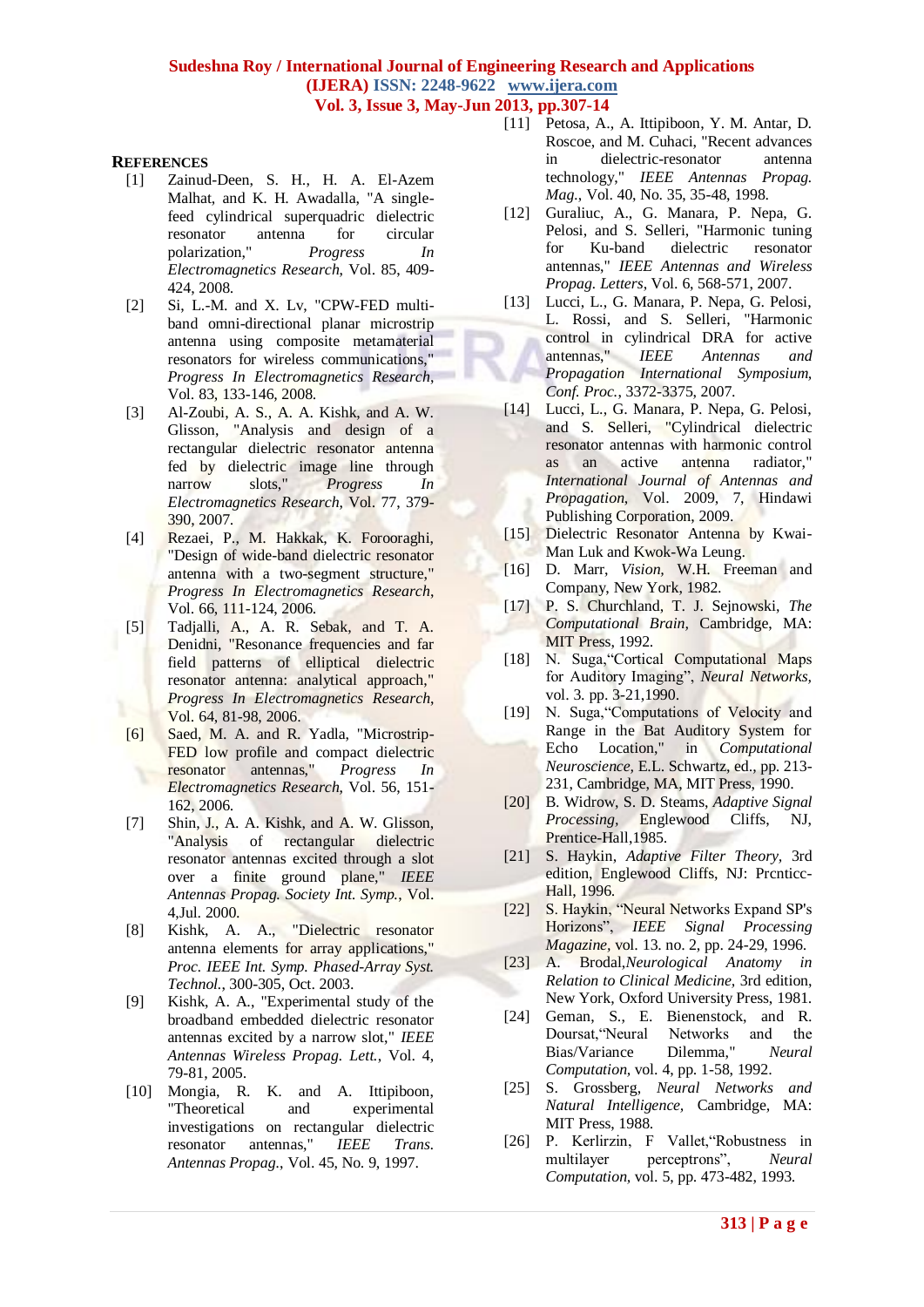## References

[1] Zainud-Deen, S. H., H. A. El-Azem Malhat, and K. H. Awadalla, "A single-feed cylindrical superquadric dielectric resonator antenna for circular polarization," *Progress In Electromagnetics Research*, Vol. 85, 409-424, 2008.

[2] Si, L.-M. and X. Lv, "CPW-FED multi-band omni-directional planar microstrip antenna using composite metamaterial resonators for wireless communications," *Progress In Electromagnetics Research*, Vol. 83, 133-146, 2008.

[3] Al-Zoubi, A. S., A. A. Kishk, and A. W. Glisson, "Analysis and design of a rectangular dielectric resonator antenna fed by dielectric image line through narrow slots," *Progress In Electromagnetics Research*, Vol. 77, 379-390, 2007.

[4] Rezaei, P., M. Hakkak, K. Forooraghi, "Design of wide-band dielectric resonator antenna with a two-segment structure," *Progress In Electromagnetics Research*, Vol. 66, 111-124, 2006.

[5] Tadjalli, A., A. R. Sebak, and T. A. Denidni, "Resonance frequencies and far field patterns of elliptical dielectric resonator antenna: analytical approach," *Progress In Electromagnetics Research*, Vol. 64, 81-98, 2006.

[6] Saed, M. A. and R. Yadla, "Microstrip-FED low profile and compact dielectric resonator antennas," *Progress In Electromagnetics Research*, Vol. 56, 151-162, 2006.

[7] Shin, J., A. A. Kishk, and A. W. Glisson, "Analysis of rectangular dielectric resonator antennas excited through a slot over a finite ground plane," *IEEE Antennas Propag. Society Int. Symp.*, Vol. 4,Jul. 2000.

[8] Kishk, A. A., "Dielectric resonator antenna elements for array applications," *Proc. IEEE Int. Symp. Phased-Array Syst. Technol.*, 300-305, Oct. 2003.

[9] Kishk, A. A., "Experimental study of the broadband embedded dielectric resonator antennas excited by a narrow slot," *IEEE Antennas Wireless Propag. Lett.*, Vol. 4, 79-81, 2005.

[10] Mongia, R. K. and A. Ittipiboon, "Theoretical and experimental investigations on rectangular dielectric resonator antennas," *IEEE Trans. Antennas Propag.*, Vol. 45, No. 9, 1997.

[11] Petosa, A., A. Ittipiboon, Y. M. Antar, D. Roscoe, and M. Cuhaci, "Recent advances in dielectric-resonator antenna technology," *IEEE Antennas Propag. Mag.*, Vol. 40, No. 35, 35-48, 1998.

[12] Guraliuc, A., G. Manara, P. Nepa, G. Pelosi, and S. Selleri, "Harmonic tuning for Ku-band dielectric resonator antennas," *IEEE Antennas and Wireless Propag. Letters*, Vol. 6, 568-571, 2007.

[13] Lucci, L., G. Manara, P. Nepa, G. Pelosi, L. Rossi, and S. Selleri, "Harmonic control in cylindrical DRA for active antennas," *IEEE Antennas and Propagation International Symposium, Conf. Proc.*, 3372-3375, 2007.

[14] Lucci, L., G. Manara, P. Nepa, G. Pelosi, and S. Selleri, "Cylindrical dielectric resonator antennas with harmonic control as an active antenna radiator," *International Journal of Antennas and Propagation*, Vol. 2009, 7, Hindawi Publishing Corporation, 2009.

[15] Dielectric Resonator Antenna by Kwai-Man Luk and Kwok-Wa Leung.

[16] D. Marr, *Vision*, W.H. Freeman and Company, New York, 1982.

[17] P. S. Churchland, T. J. Sejnowski, *The Computational Brain*, Cambridge, MA: MIT Press, 1992.

[18] N. Suga,"Cortical Computational Maps for Auditory Imaging", *Neural Networks*, vol. 3. pp. 3-21,1990.

[19] N. Suga,"Computations of Velocity and Range in the Bat Auditory System for Echo Location," in *Computational Neuroscience*, E.L. Schwartz, ed., pp. 213-231, Cambridge, MA, MIT Press, 1990.

[20] B. Widrow, S. D. Steams, *Adaptive Signal Processing*, Englewood Cliffs, NJ, Prentice-Hall,1985.

[21] S. Haykin, *Adaptive Filter Theory*, 3rd edition, Englewood Cliffs, NJ: Prcnticc-Hall, 1996.

[22] S. Haykin, "Neural Networks Expand SP's Horizons", *IEEE Signal Processing Magazine*, vol. 13. no. 2, pp. 24-29, 1996.

[23] A. Brodal,*Neurological Anatomy in Relation to Clinical Medicine*, 3rd edition, New York, Oxford University Press, 1981.

[24] Geman, S., E. Bienenstock, and R. Doursat,"Neural Networks and the Bias/Variance Dilemma," *Neural Computation*, vol. 4, pp. 1-58, 1992.

[25] S. Grossberg, *Neural Networks and Natural Intelligence*, Cambridge, MA: MIT Press, 1988.

[26] P. Kerlirzin, F Vallet,"Robustness in multilayer perceptrons", *Neural Computation*, vol. 5, pp. 473-482, 1993.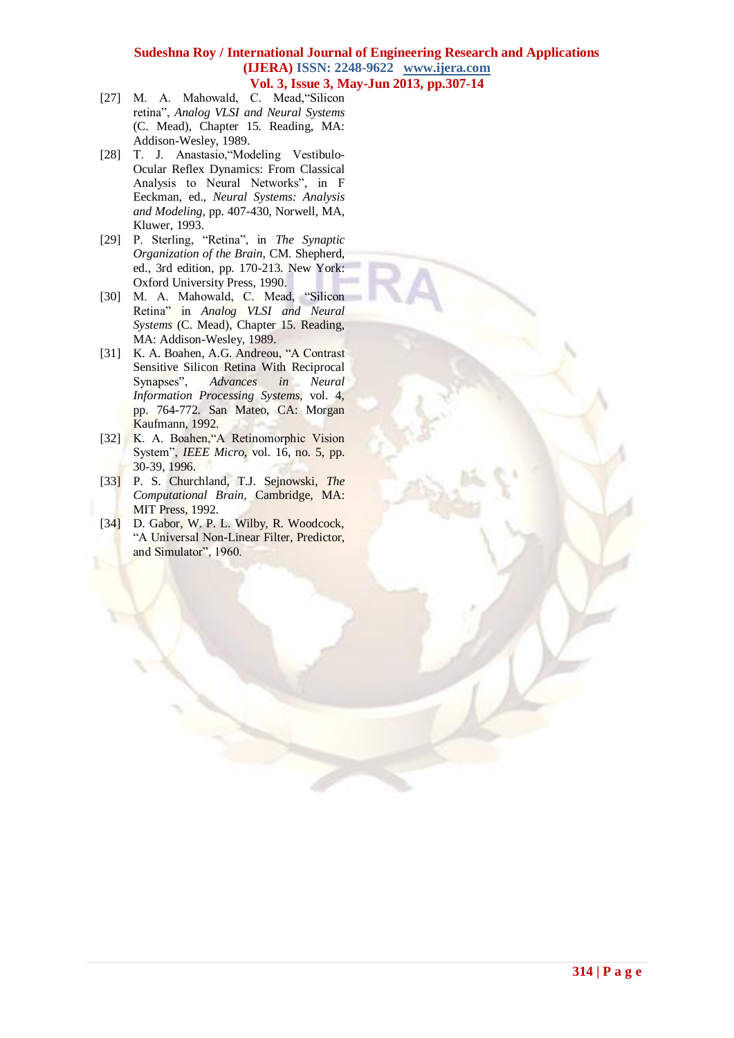[27] M. A. Mahowald, C. Mead,"Silicon retina", *Analog VLSI and Neural Systems* (C. Mead), Chapter 15. Reading, MA: Addison-Wesley, 1989.

[28] T. J. Anastasio,"Modeling Vestibulo-Ocular Reflex Dynamics: From Classical Analysis to Neural Networks", in F Eeckman, ed., *Neural Systems: Analysis and Modeling,* pp. 407-430, Norwell, MA, Kluwer, 1993.

[29] P. Sterling, "Retina", in *The Synaptic Organization of the Brain,* CM. Shepherd, ed., 3rd edition, pp. 170-213. New York: Oxford University Press, 1990.

[30] M. A. Mahowald, C. Mead, "Silicon Retina" in *Analog VLSI and Neural Systems* (C. Mead), Chapter 15. Reading, MA: Addison-Wesley, 1989.

[31] K. A. Boahen, A.G. Andreou, "A Contrast Sensitive Silicon Retina With Reciprocal Synapses", *Advances in Neural Information Processing Systems,* vol. 4, pp. 764-772. San Mateo, CA: Morgan Kaufmann, 1992.

[32] K. A. Boahen,"A Retinomorphic Vision System", *IEEE Micro,* vol. 16, no. 5, pp. 30-39, 1996.

[33] P. S. Churchland, T.J. Sejnowski, *The Computational Brain,* Cambridge, MA: MIT Press, 1992.

[34] D. Gabor, W. P. L. Wilby, R. Woodcock, "A Universal Non-Linear Filter, Predictor, and Simulator", 1960.